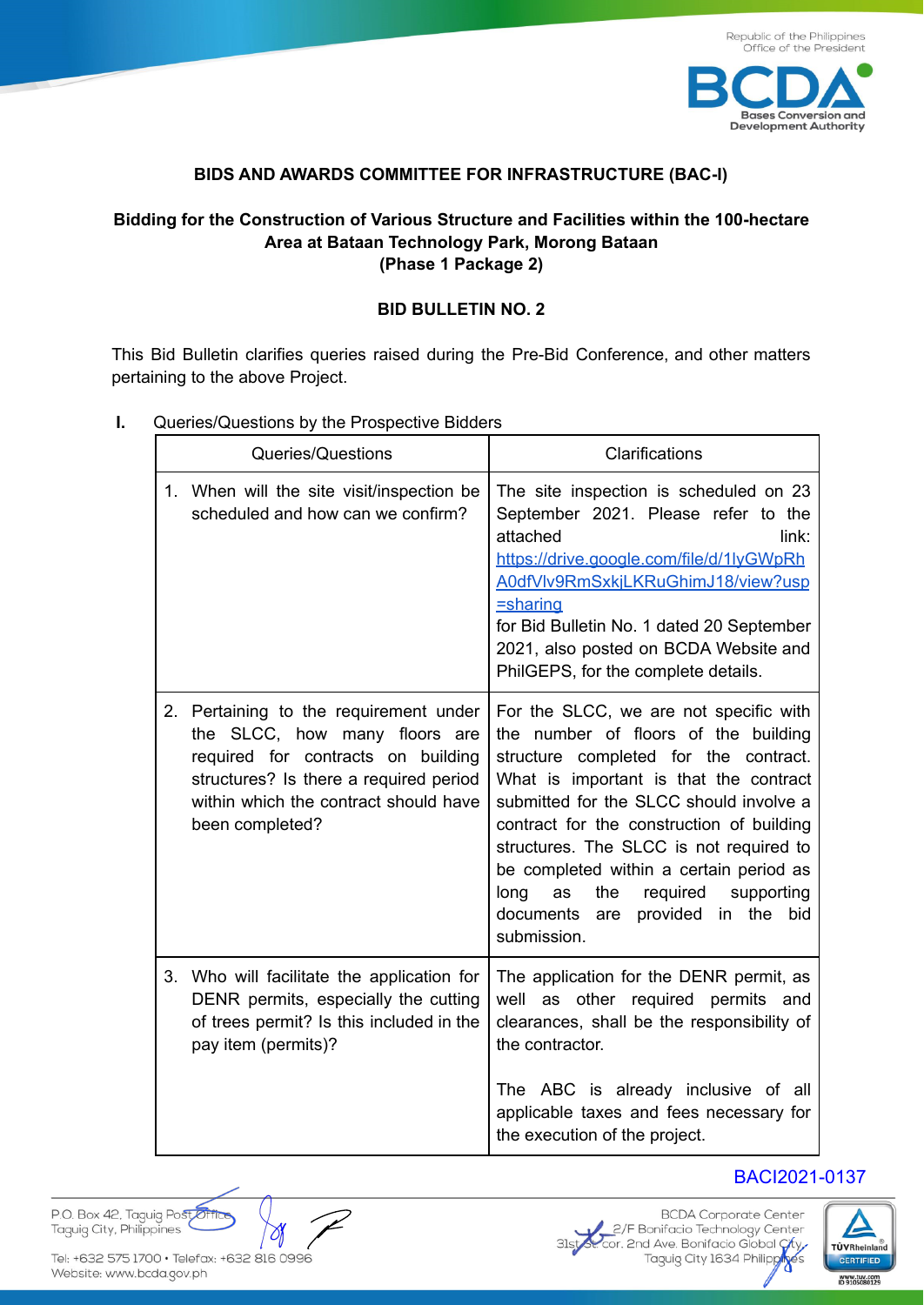## BIDS AND AWARDS COMMITTEE FOR INFRASTRUCTURE (BAC-I)

### Bidding for the Construction of Various Structure and Facilities within the 100-hectare Area at Bataan Technology Park, Morong Bataan (Phase 1 Package 2)

### BID BULLETIN NO. 2

This Bid Bulletin clarifies queries raised during the Pre-Bid Conference, and other matters pertaining to the above Project.

**I.** Queries/Questions by the Prospective Bidders

| Queries/Questions | Clarifications |
|---|---|
| 1. When will the site visit/inspection be scheduled and how can we confirm? | The site inspection is scheduled on 23 September 2021. Please refer to the attached link: https://drive.google.com/file/d/1lyGWpRhA0dfVlv9RmSxkjLKRuGhimJ18/view?usp=sharing for Bid Bulletin No. 1 dated 20 September 2021, also posted on BCDA Website and PhilGEPS, for the complete details. |
| 2. Pertaining to the requirement under the SLCC, how many floors are required for contracts on building structures? Is there a required period within which the contract should have been completed? | For the SLCC, we are not specific with the number of floors of the building structure completed for the contract. What is important is that the contract submitted for the SLCC should involve a contract for the construction of building structures. The SLCC is not required to be completed within a certain period as long as the required supporting documents are provided in the bid submission. |
| 3. Who will facilitate the application for DENR permits, especially the cutting of trees permit? Is this included in the pay item (permits)? | The application for the DENR permit, as well as other required permits and clearances, shall be the responsibility of the contractor.<br><br>The ABC is already inclusive of all applicable taxes and fees necessary for the execution of the project. |

BACI2021-0137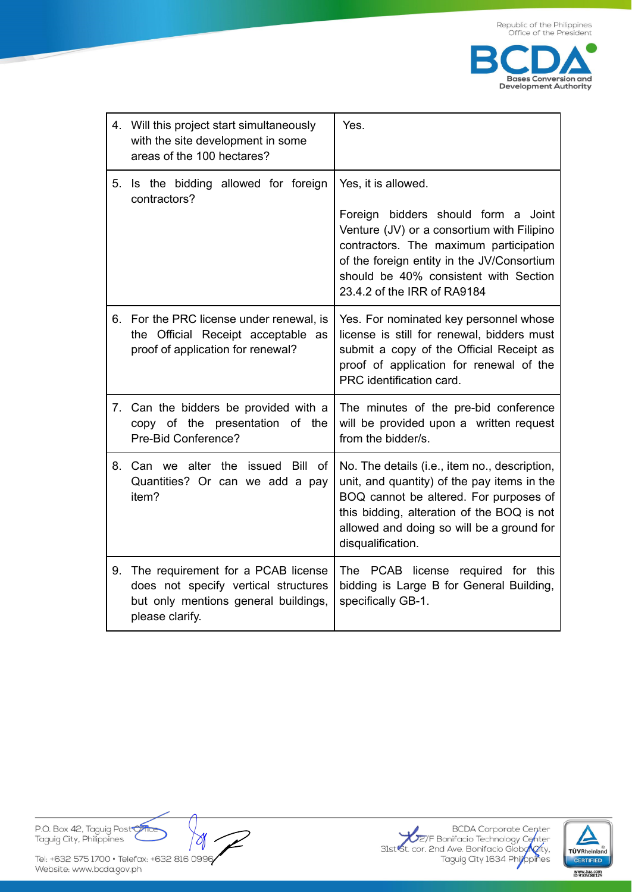| | |
|---|---|
| 4. Will this project start simultaneously with the site development in some areas of the 100 hectares? | Yes. |
| 5. Is the bidding allowed for foreign contractors? | Yes, it is allowed.<br><br>Foreign bidders should form a Joint Venture (JV) or a consortium with Filipino contractors. The maximum participation of the foreign entity in the JV/Consortium should be 40% consistent with Section 23.4.2 of the IRR of RA9184 |
| 6. For the PRC license under renewal, is the Official Receipt acceptable as proof of application for renewal? | Yes. For nominated key personnel whose license is still for renewal, bidders must submit a copy of the Official Receipt as proof of application for renewal of the PRC identification card. |
| 7. Can the bidders be provided with a copy of the presentation of the Pre-Bid Conference? | The minutes of the pre-bid conference will be provided upon a written request from the bidder/s. |
| 8. Can we alter the issued Bill of Quantities? Or can we add a pay item? | No. The details (i.e., item no., description, unit, and quantity) of the pay items in the BOQ cannot be altered. For purposes of this bidding, alteration of the BOQ is not allowed and doing so will be a ground for disqualification. |
| 9. The requirement for a PCAB license does not specify vertical structures but only mentions general buildings, please clarify. | The PCAB license required for this bidding is Large B for General Building, specifically GB-1. |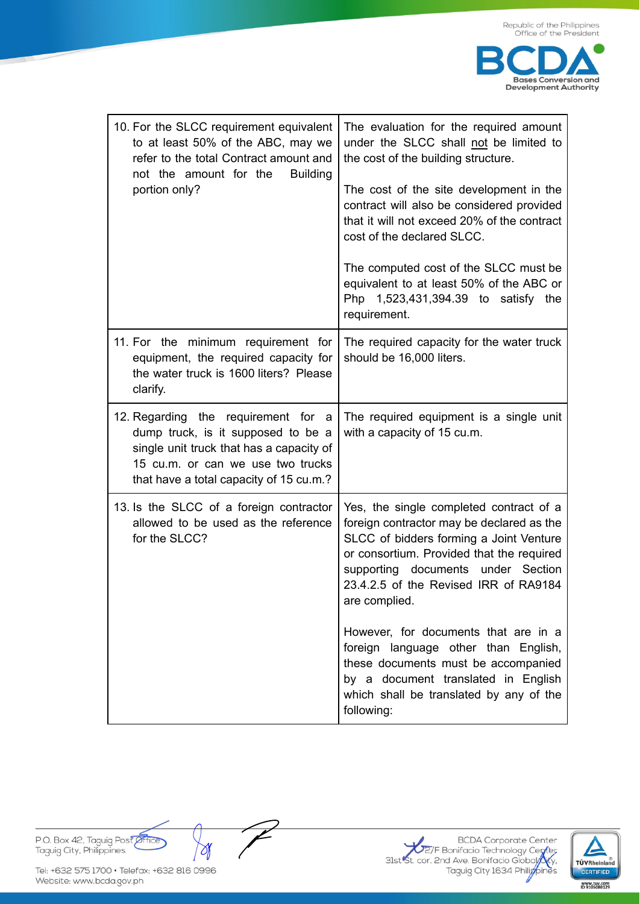| | |
|---|---|
| 10. For the SLCC requirement equivalent to at least 50% of the ABC, may we refer to the total Contract amount and not the amount for the Building portion only? | The evaluation for the required amount under the SLCC shall not be limited to the cost of the building structure.<br><br>The cost of the site development in the contract will also be considered provided that it will not exceed 20% of the contract cost of the declared SLCC.<br><br>The computed cost of the SLCC must be equivalent to at least 50% of the ABC or Php 1,523,431,394.39 to satisfy the requirement. |
| 11. For the minimum requirement for equipment, the required capacity for the water truck is 1600 liters? Please clarify. | The required capacity for the water truck should be 16,000 liters. |
| 12. Regarding the requirement for a dump truck, is it supposed to be a single unit truck that has a capacity of 15 cu.m. or can we use two trucks that have a total capacity of 15 cu.m.? | The required equipment is a single unit with a capacity of 15 cu.m. |
| 13. Is the SLCC of a foreign contractor allowed to be used as the reference for the SLCC? | Yes, the single completed contract of a foreign contractor may be declared as the SLCC of bidders forming a Joint Venture or consortium. Provided that the required supporting documents under Section 23.4.2.5 of the Revised IRR of RA9184 are complied.<br><br>However, for documents that are in a foreign language other than English, these documents must be accompanied by a document translated in English which shall be translated by any of the following: |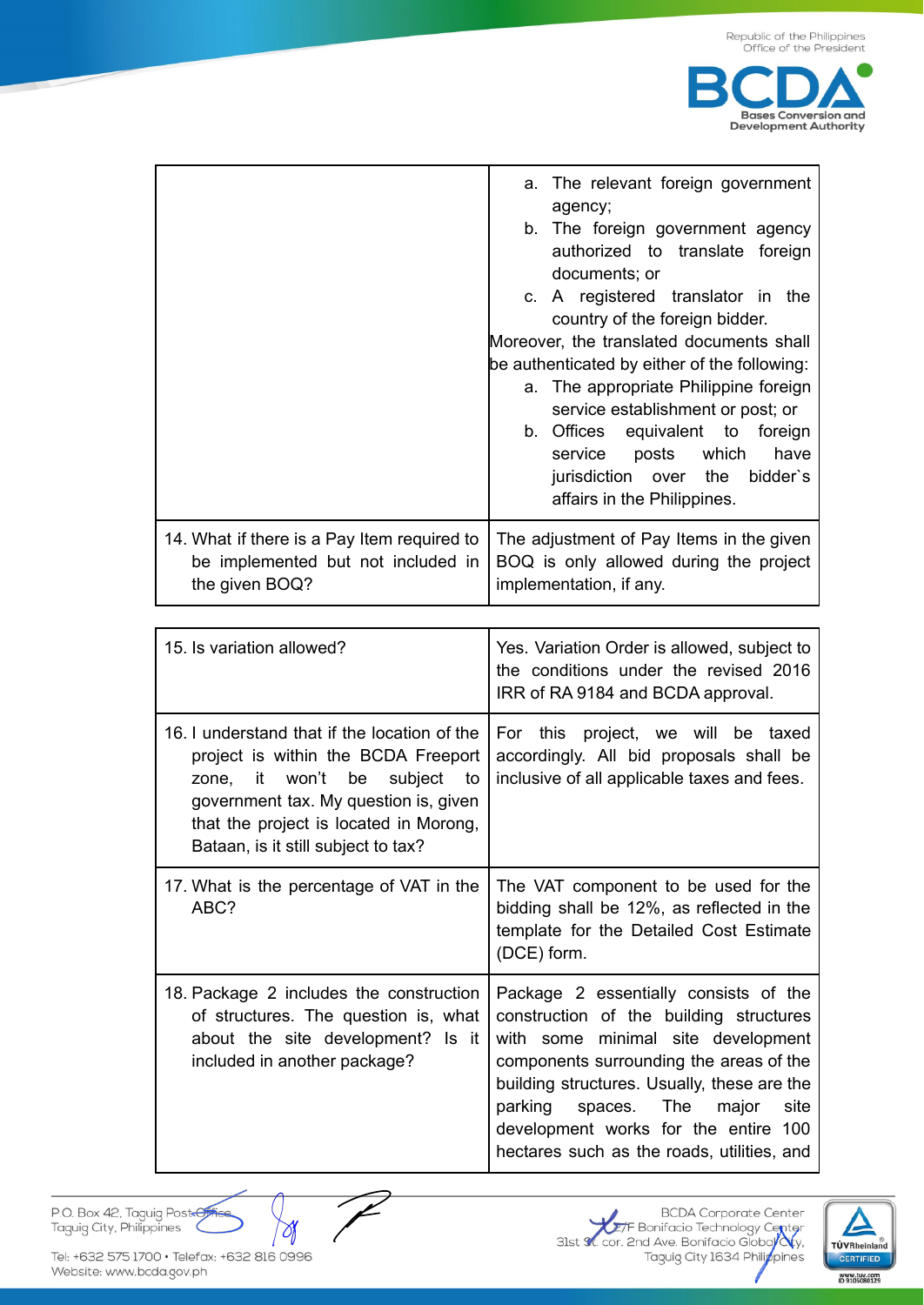| | |
|---|---|
| | a. The relevant foreign government agency;<br>b. The foreign government agency authorized to translate foreign documents; or<br>c. A registered translator in the country of the foreign bidder.<br>Moreover, the translated documents shall be authenticated by either of the following:<br>a. The appropriate Philippine foreign service establishment or post; or<br>b. Offices equivalent to foreign service posts which have jurisdiction over the bidder`s affairs in the Philippines. |
| 14. What if there is a Pay Item required to be implemented but not included in the given BOQ? | The adjustment of Pay Items in the given BOQ is only allowed during the project implementation, if any. |

| | |
|---|---|
| 15. Is variation allowed? | Yes. Variation Order is allowed, subject to the conditions under the revised 2016 IRR of RA 9184 and BCDA approval. |
| 16. I understand that if the location of the project is within the BCDA Freeport zone, it won't be subject to government tax. My question is, given that the project is located in Morong, Bataan, is it still subject to tax? | For this project, we will be taxed accordingly. All bid proposals shall be inclusive of all applicable taxes and fees. |
| 17. What is the percentage of VAT in the ABC? | The VAT component to be used for the bidding shall be 12%, as reflected in the template for the Detailed Cost Estimate (DCE) form. |
| 18. Package 2 includes the construction of structures. The question is, what about the site development? Is it included in another package? | Package 2 essentially consists of the construction of the building structures with some minimal site development components surrounding the areas of the building structures. Usually, these are the parking spaces. The major site development works for the entire 100 hectares such as the roads, utilities, and |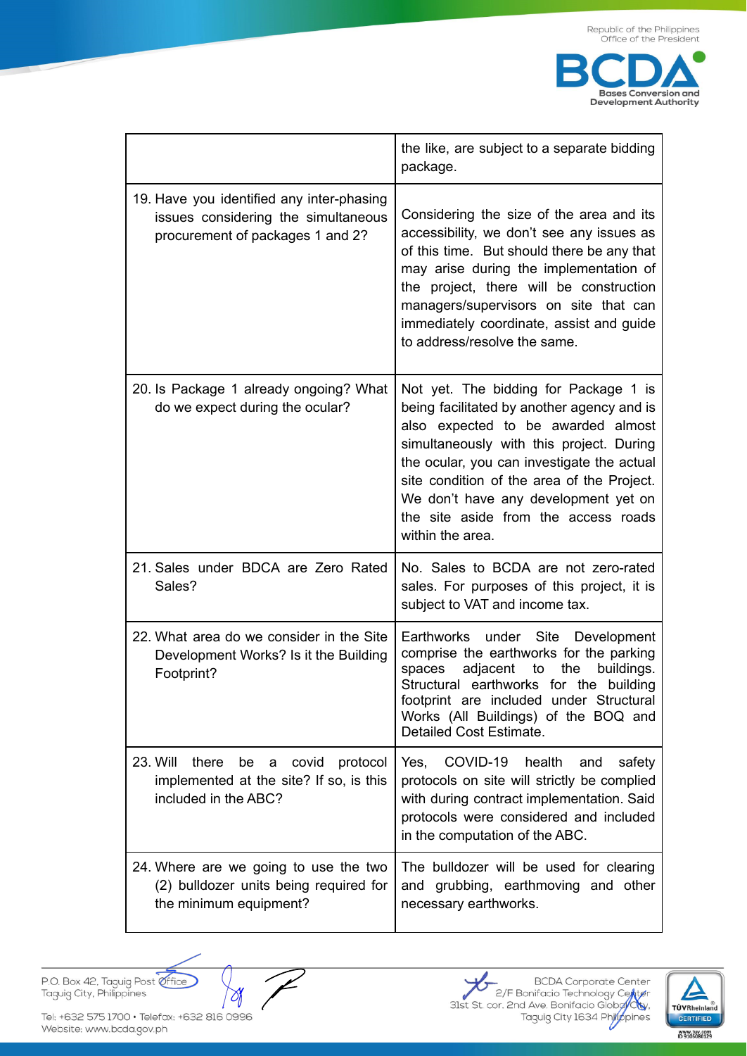| | |
|---|---|
| | the like, are subject to a separate bidding package. |
| 19. Have you identified any inter-phasing issues considering the simultaneous procurement of packages 1 and 2? | Considering the size of the area and its accessibility, we don't see any issues as of this time. But should there be any that may arise during the implementation of the project, there will be construction managers/supervisors on site that can immediately coordinate, assist and guide to address/resolve the same. |
| 20. Is Package 1 already ongoing? What do we expect during the ocular? | Not yet. The bidding for Package 1 is being facilitated by another agency and is also expected to be awarded almost simultaneously with this project. During the ocular, you can investigate the actual site condition of the area of the Project. We don't have any development yet on the site aside from the access roads within the area. |
| 21. Sales under BDCA are Zero Rated Sales? | No. Sales to BCDA are not zero-rated sales. For purposes of this project, it is subject to VAT and income tax. |
| 22. What area do we consider in the Site Development Works? Is it the Building Footprint? | Earthworks under Site Development comprise the earthworks for the parking spaces adjacent to the buildings. Structural earthworks for the building footprint are included under Structural Works (All Buildings) of the BOQ and Detailed Cost Estimate. |
| 23. Will there be a covid protocol implemented at the site? If so, is this included in the ABC? | Yes, COVID-19 health and safety protocols on site will strictly be complied with during contract implementation. Said protocols were considered and included in the computation of the ABC. |
| 24. Where are we going to use the two (2) bulldozer units being required for the minimum equipment? | The bulldozer will be used for clearing and grubbing, earthmoving and other necessary earthworks. |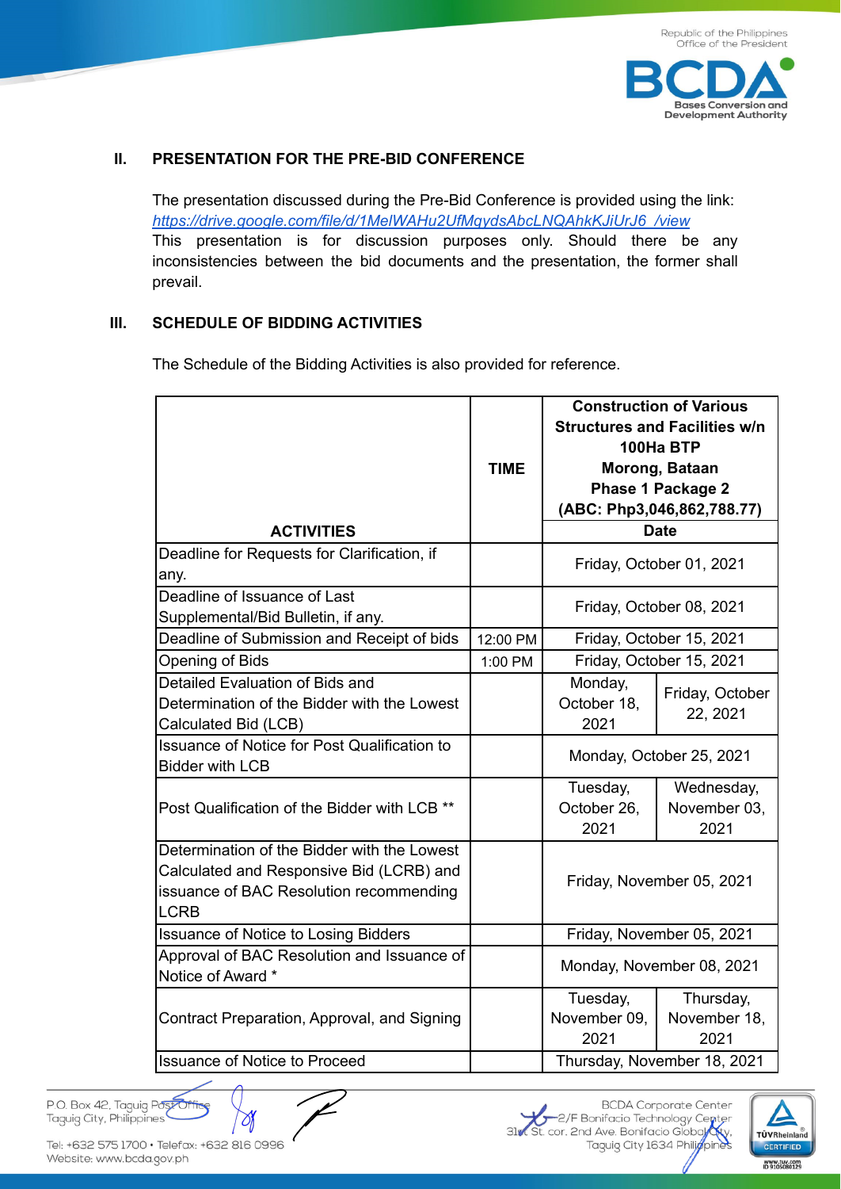## II. PRESENTATION FOR THE PRE-BID CONFERENCE

The presentation discussed during the Pre-Bid Conference is provided using the link: *https://drive.google.com/file/d/1MelWAHu2UfMqydsAbcLNQAhkKJiUrJ6_/view*

This presentation is for discussion purposes only. Should there be any inconsistencies between the bid documents and the presentation, the former shall prevail.

## III. SCHEDULE OF BIDDING ACTIVITIES

The Schedule of the Bidding Activities is also provided for reference.

| ACTIVITIES | TIME | **Construction of Various Structures and Facilities w/n 100Ha BTP Morong, Bataan Phase 1 Package 2 (ABC: Php3,046,862,788.77)** | |
|---|---|---|---|
| | | **Date** | |
| Deadline for Requests for Clarification, if any. | | Friday, October 01, 2021 | |
| Deadline of Issuance of Last Supplemental/Bid Bulletin, if any. | | Friday, October 08, 2021 | |
| Deadline of Submission and Receipt of bids | 12:00 PM | Friday, October 15, 2021 | |
| Opening of Bids | 1:00 PM | Friday, October 15, 2021 | |
| Detailed Evaluation of Bids and Determination of the Bidder with the Lowest Calculated Bid (LCB) | | Monday, October 18, 2021 | Friday, October 22, 2021 |
| Issuance of Notice for Post Qualification to Bidder with LCB | | Monday, October 25, 2021 | |
| Post Qualification of the Bidder with LCB ** | | Tuesday, October 26, 2021 | Wednesday, November 03, 2021 |
| Determination of the Bidder with the Lowest Calculated and Responsive Bid (LCRB) and issuance of BAC Resolution recommending LCRB | | Friday, November 05, 2021 | |
| Issuance of Notice to Losing Bidders | | Friday, November 05, 2021 | |
| Approval of BAC Resolution and Issuance of Notice of Award * | | Monday, November 08, 2021 | |
| Contract Preparation, Approval, and Signing | | Tuesday, November 09, 2021 | Thursday, November 18, 2021 |
| Issuance of Notice to Proceed | | Thursday, November 18, 2021 | |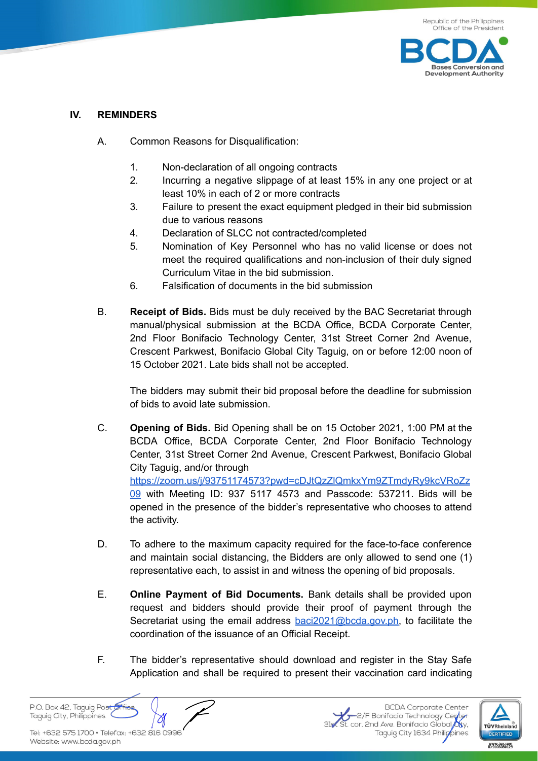## IV. REMINDERS

A. Common Reasons for Disqualification:

1. Non-declaration of all ongoing contracts
2. Incurring a negative slippage of at least 15% in any one project or at least 10% in each of 2 or more contracts
3. Failure to present the exact equipment pledged in their bid submission due to various reasons
4. Declaration of SLCC not contracted/completed
5. Nomination of Key Personnel who has no valid license or does not meet the required qualifications and non-inclusion of their duly signed Curriculum Vitae in the bid submission.
6. Falsification of documents in the bid submission

B. **Receipt of Bids.** Bids must be duly received by the BAC Secretariat through manual/physical submission at the BCDA Office, BCDA Corporate Center, 2nd Floor Bonifacio Technology Center, 31st Street Corner 2nd Avenue, Crescent Parkwest, Bonifacio Global City Taguig, on or before 12:00 noon of 15 October 2021. Late bids shall not be accepted.

The bidders may submit their bid proposal before the deadline for submission of bids to avoid late submission.

C. **Opening of Bids.** Bid Opening shall be on 15 October 2021, 1:00 PM at the BCDA Office, BCDA Corporate Center, 2nd Floor Bonifacio Technology Center, 31st Street Corner 2nd Avenue, Crescent Parkwest, Bonifacio Global City Taguig, and/or through https://zoom.us/j/93751174573?pwd=cDJtQzZlQmkxYm9ZTmdyRy9kcVRoZz09 with Meeting ID: 937 5117 4573 and Passcode: 537211. Bids will be opened in the presence of the bidder's representative who chooses to attend the activity.

D. To adhere to the maximum capacity required for the face-to-face conference and maintain social distancing, the Bidders are only allowed to send one (1) representative each, to assist in and witness the opening of bid proposals.

E. **Online Payment of Bid Documents.** Bank details shall be provided upon request and bidders should provide their proof of payment through the Secretariat using the email address baci2021@bcda.gov.ph, to facilitate the coordination of the issuance of an Official Receipt.

F. The bidder's representative should download and register in the Stay Safe Application and shall be required to present their vaccination card indicating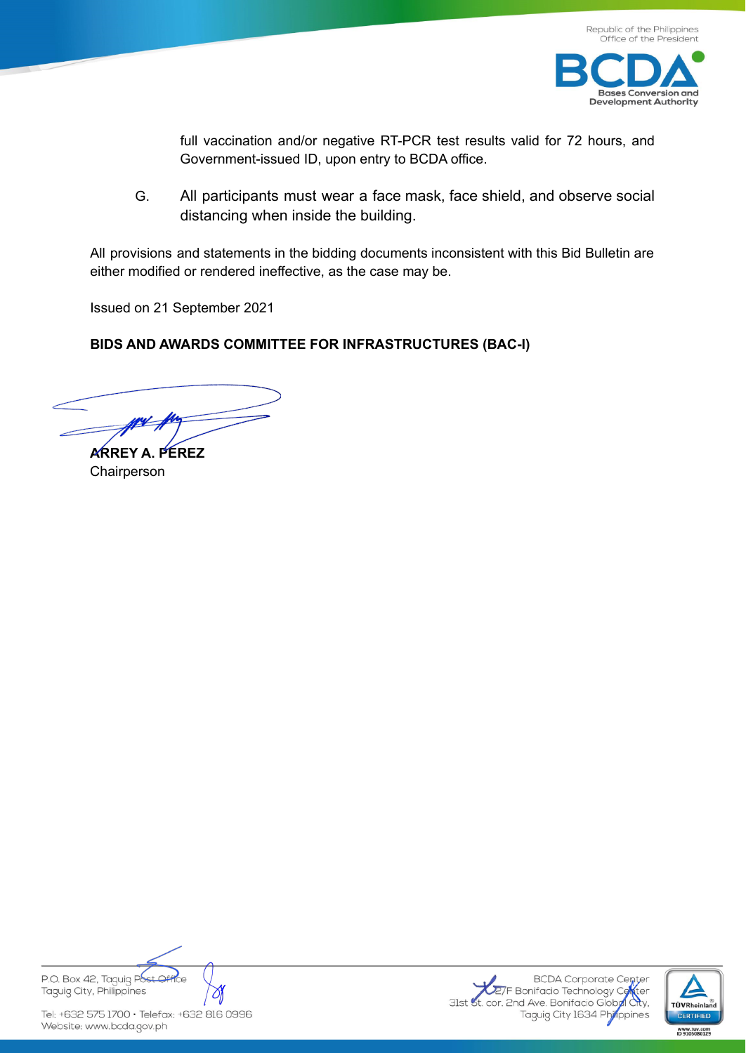full vaccination and/or negative RT-PCR test results valid for 72 hours, and Government-issued ID, upon entry to BCDA office.

G. All participants must wear a face mask, face shield, and observe social distancing when inside the building.

All provisions and statements in the bidding documents inconsistent with this Bid Bulletin are either modified or rendered ineffective, as the case may be.

Issued on 21 September 2021

**BIDS AND AWARDS COMMITTEE FOR INFRASTRUCTURES (BAC-I)**

**ARREY A. PEREZ**
Chairperson